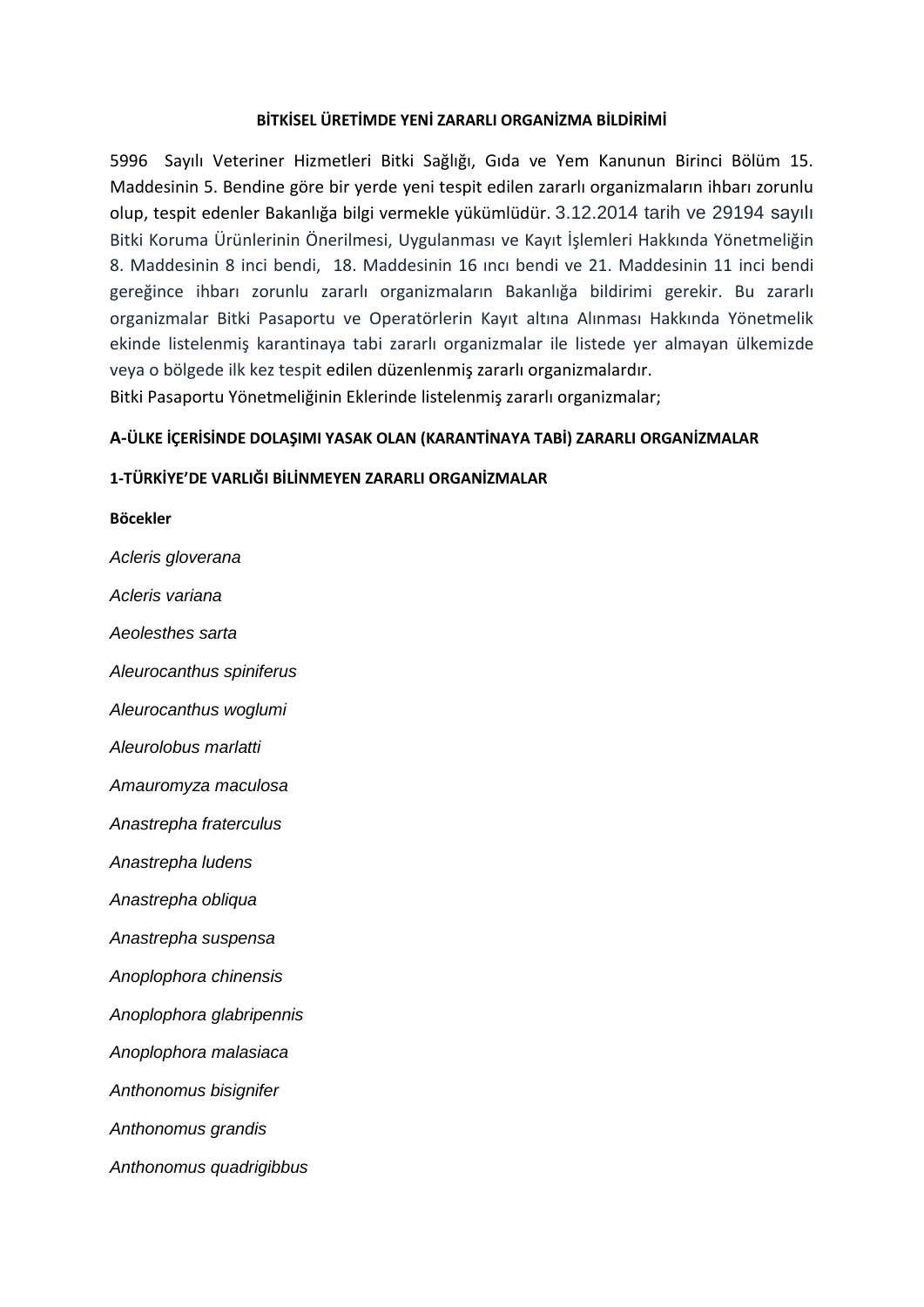**BİTKİSEL ÜRETİMDE YENİ ZARARLI ORGANİZMA BİLDİRİMİ**

5996 Sayılı Veteriner Hizmetleri Bitki Sağlığı, Gıda ve Yem Kanunun Birinci Bölüm 15. Maddesinin 5. Bendine göre bir yerde yeni tespit edilen zararlı organizmaların ihbarı zorunlu olup, tespit edenler Bakanlığa bilgi vermekle yükümlüdür. 3.12.2014 tarih ve 29194 sayılı Bitki Koruma Ürünlerinin Önerilmesi, Uygulanması ve Kayıt İşlemleri Hakkında Yönetmeliğin 8. Maddesinin 8 inci bendi, 18. Maddesinin 16 ıncı bendi ve 21. Maddesinin 11 inci bendi gereğince ihbarı zorunlu zararlı organizmaların Bakanlığa bildirimi gerekir. Bu zararlı organizmalar Bitki Pasaportu ve Operatörlerin Kayıt altına Alınması Hakkında Yönetmelik ekinde listelenmiş karantinaya tabi zararlı organizmalar ile listede yer almayan ülkemizde veya o bölgede ilk kez tespit edilen düzenlenmiş zararlı organizmalardır.

Bitki Pasaportu Yönetmeliğinin Eklerinde listelenmiş zararlı organizmalar;

**A-ÜLKE İÇERİSİNDE DOLAŞIMI YASAK OLAN (KARANTİNAYA TABİ) ZARARLI ORGANİZMALAR**

**1-TÜRKİYE'DE VARLIĞI BİLİNMEYEN ZARARLI ORGANİZMALAR**

**Böcekler**

*Acleris gloverana*

*Acleris variana*

*Aeolesthes sarta*

*Aleurocanthus spiniferus*

*Aleurocanthus woglumi*

*Aleurolobus marlatti*

*Amauromyza maculosa*

*Anastrepha fraterculus*

*Anastrepha ludens*

*Anastrepha obliqua*

*Anastrepha suspensa*

*Anoplophora chinensis*

*Anoplophora glabripennis*

*Anoplophora malasiaca*

*Anthonomus bisignifer*

*Anthonomus grandis*

*Anthonomus quadrigibbus*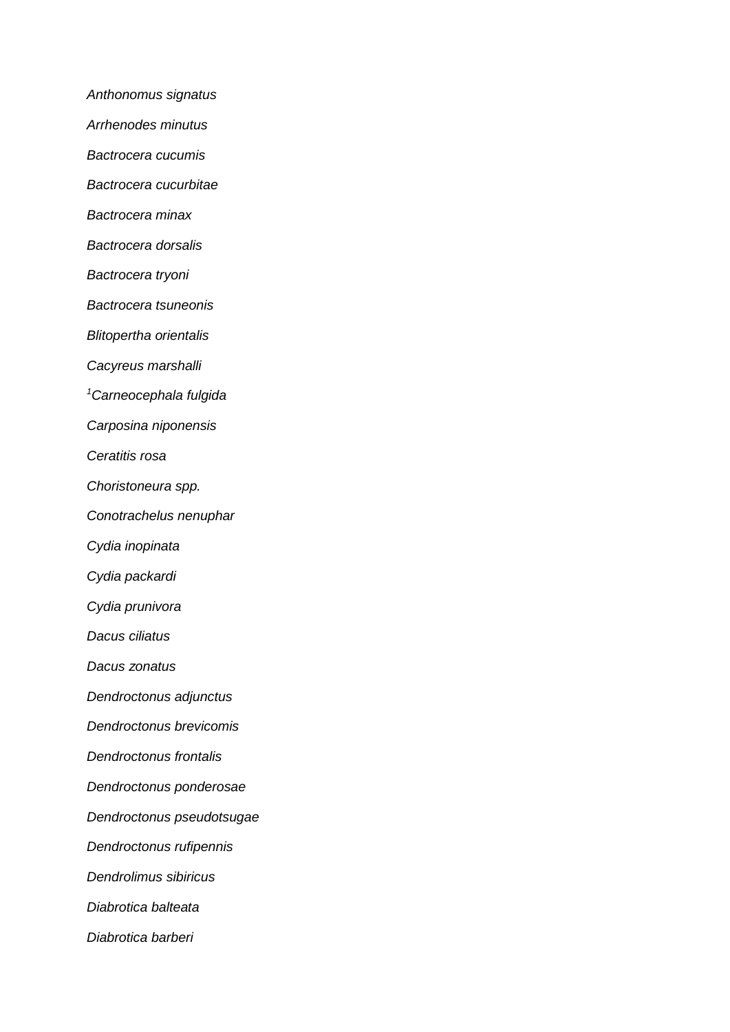*Anthonomus signatus*

*Arrhenodes minutus*

*Bactrocera cucumis*

*Bactrocera cucurbitae*

*Bactrocera minax*

*Bactrocera dorsalis*

*Bactrocera tryoni*

*Bactrocera tsuneonis*

*Blitopertha orientalis*

*Cacyreus marshalli*

[1]*Carneocephala fulgida*

*Carposina niponensis*

*Ceratitis rosa*

*Choristoneura spp.*

*Conotrachelus nenuphar*

*Cydia inopinata*

*Cydia packardi*

*Cydia prunivora*

*Dacus ciliatus*

*Dacus zonatus*

*Dendroctonus adjunctus*

*Dendroctonus brevicomis*

*Dendroctonus frontalis*

*Dendroctonus ponderosae*

*Dendroctonus pseudotsugae*

*Dendroctonus rufipennis*

*Dendrolimus sibiricus*

*Diabrotica balteata*

*Diabrotica barberi*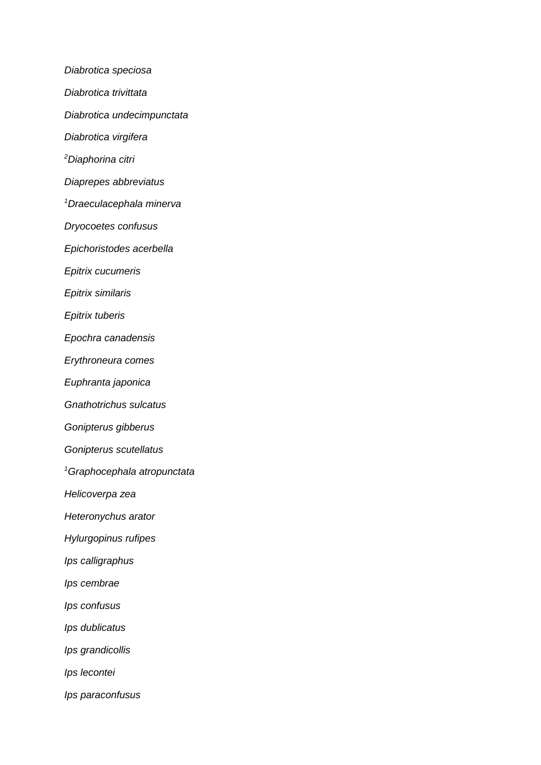*Diabrotica speciosa*

*Diabrotica trivittata*

*Diabrotica undecimpunctata*

*Diabrotica virgifera*

[2]*Diaphorina citri*

*Diaprepes abbreviatus*

[1]*Draeculacephala minerva*

*Dryocoetes confusus*

*Epichoristodes acerbella*

*Epitrix cucumeris*

*Epitrix similaris*

*Epitrix tuberis*

*Epochra canadensis*

*Erythroneura comes*

*Euphranta japonica*

*Gnathotrichus sulcatus*

*Gonipterus gibberus*

*Gonipterus scutellatus*

[1]*Graphocephala atropunctata*

*Helicoverpa zea*

*Heteronychus arator*

*Hylurgopinus rufipes*

*Ips calligraphus*

*Ips cembrae*

*Ips confusus*

*Ips dublicatus*

*Ips grandicollis*

*Ips lecontei*

*Ips paraconfusus*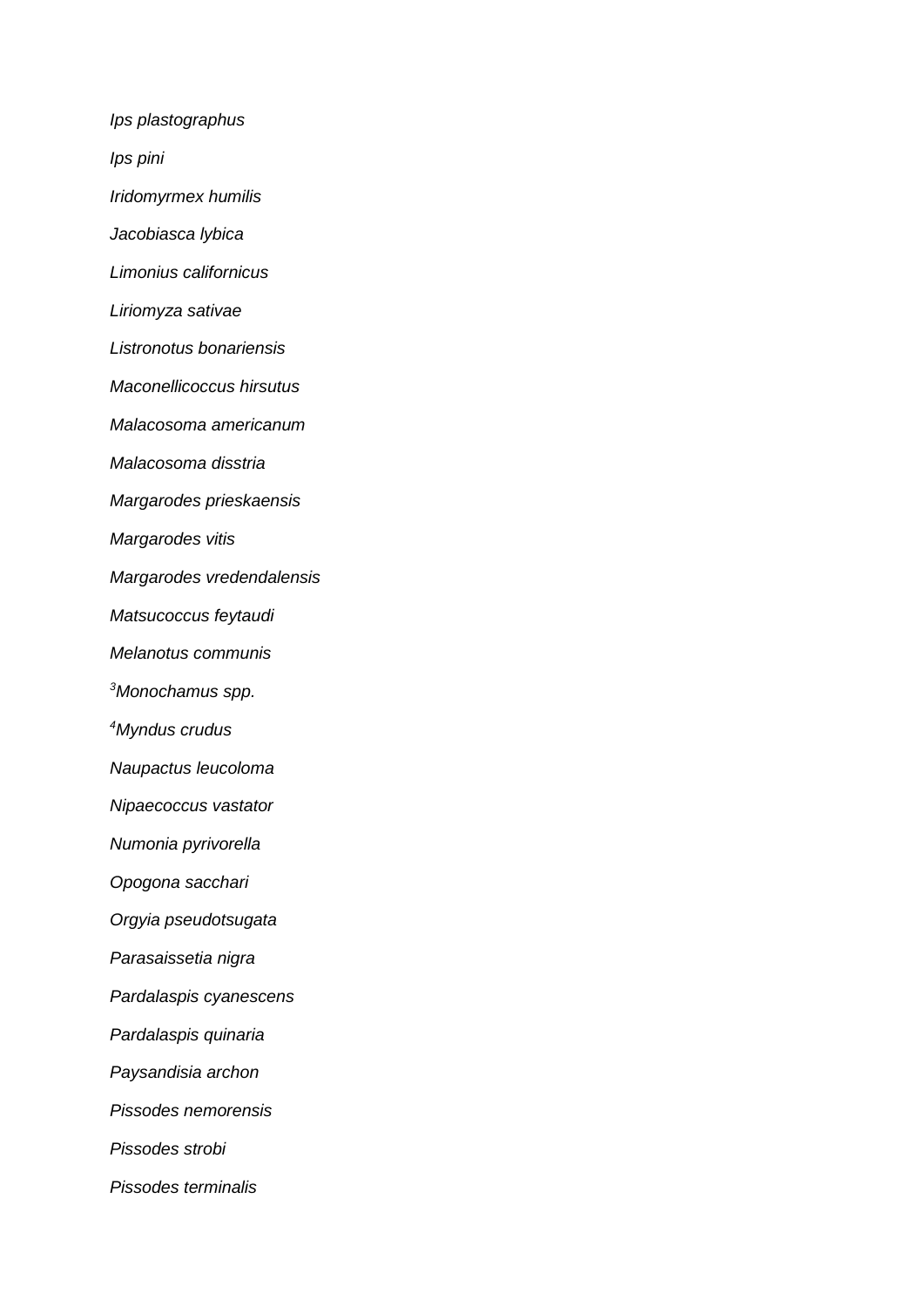*Ips plastographus*

*Ips pini*

*Iridomyrmex humilis*

*Jacobiasca lybica*

*Limonius californicus*

*Liriomyza sativae*

*Listronotus bonariensis*

*Maconellicoccus hirsutus*

*Malacosoma americanum*

*Malacosoma disstria*

*Margarodes prieskaensis*

*Margarodes vitis*

*Margarodes vredendalensis*

*Matsucoccus feytaudi*

*Melanotus communis*

[3]*Monochamus spp.*

[4]*Myndus crudus*

*Naupactus leucoloma*

*Nipaecoccus vastator*

*Numonia pyrivorella*

*Opogona sacchari*

*Orgyia pseudotsugata*

*Parasaissetia nigra*

*Pardalaspis cyanescens*

*Pardalaspis quinaria*

*Paysandisia archon*

*Pissodes nemorensis*

*Pissodes strobi*

*Pissodes terminalis*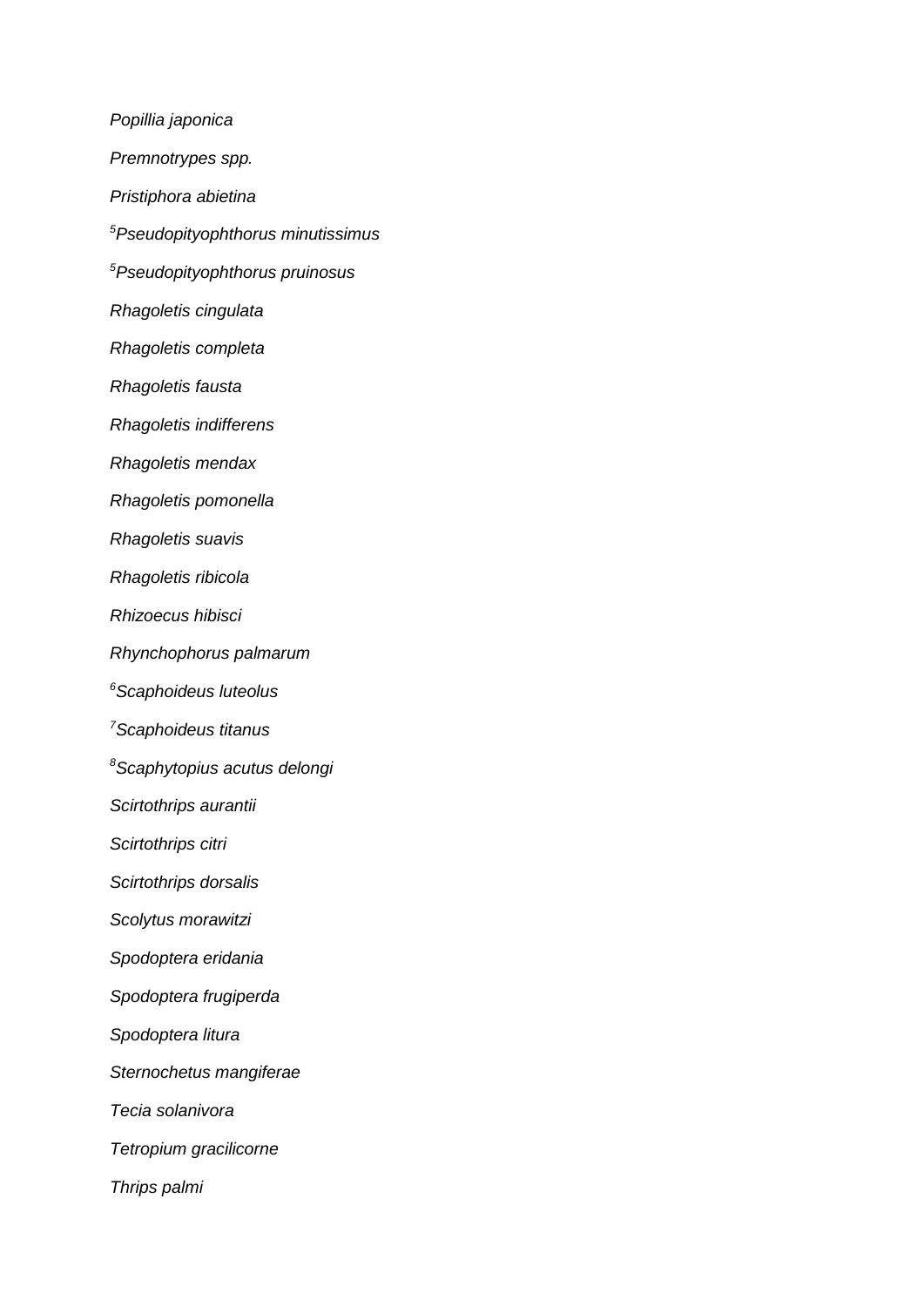*Popillia japonica*

*Premnotrypes spp.*

*Pristiphora abietina*

[5]*Pseudopityophthorus minutissimus*

[5]*Pseudopityophthorus pruinosus*

*Rhagoletis cingulata*

*Rhagoletis completa*

*Rhagoletis fausta*

*Rhagoletis indifferens*

*Rhagoletis mendax*

*Rhagoletis pomonella*

*Rhagoletis suavis*

*Rhagoletis ribicola*

*Rhizoecus hibisci*

*Rhynchophorus palmarum*

[6]*Scaphoideus luteolus*

[7]*Scaphoideus titanus*

[8]*Scaphytopius acutus delongi*

*Scirtothrips aurantii*

*Scirtothrips citri*

*Scirtothrips dorsalis*

*Scolytus morawitzi*

*Spodoptera eridania*

*Spodoptera frugiperda*

*Spodoptera litura*

*Sternochetus mangiferae*

*Tecia solanivora*

*Tetropium gracilicorne*

*Thrips palmi*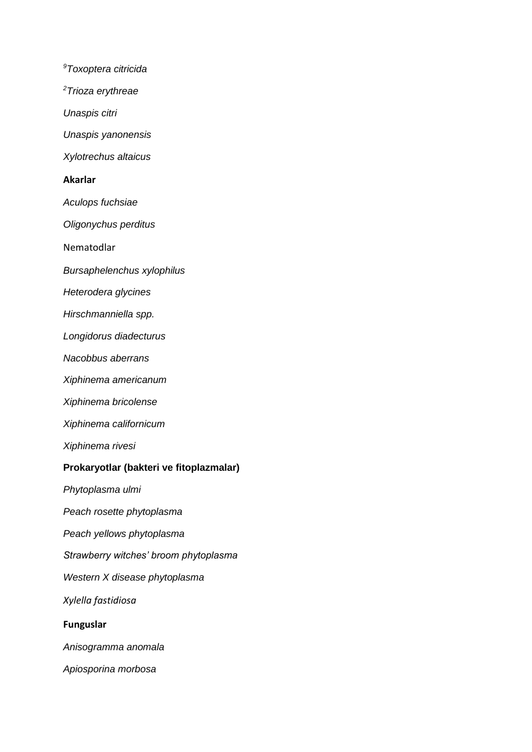[9]*Toxoptera citricida*

[2]*Trioza erythreae*

*Unaspis citri*

*Unaspis yanonensis*

*Xylotrechus altaicus*

**Akarlar**

*Aculops fuchsiae*

*Oligonychus perditus*

Nematodlar

*Bursaphelenchus xylophilus*

*Heterodera glycines*

*Hirschmanniella spp.*

*Longidorus diadecturus*

*Nacobbus aberrans*

*Xiphinema americanum*

*Xiphinema bricolense*

*Xiphinema californicum*

*Xiphinema rivesi*

**Prokaryotlar (bakteri ve fitoplazmalar)**

*Phytoplasma ulmi*

*Peach rosette phytoplasma*

*Peach yellows phytoplasma*

*Strawberry witches' broom phytoplasma*

*Western X disease phytoplasma*

*Xylella fastidiosa*

**Funguslar**

*Anisogramma anomala*

*Apiosporina morbosa*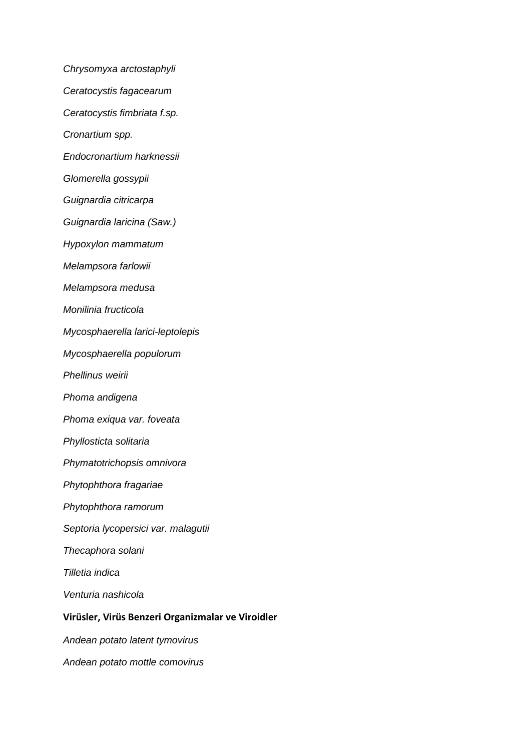*Chrysomyxa arctostaphyli*

*Ceratocystis fagacearum*

*Ceratocystis fimbriata f.sp.*

*Cronartium spp.*

*Endocronartium harknessii*

*Glomerella gossypii*

*Guignardia citricarpa*

*Guignardia laricina (Saw.)*

*Hypoxylon mammatum*

*Melampsora farlowii*

*Melampsora medusa*

*Monilinia fructicola*

*Mycosphaerella larici-leptolepis*

*Mycosphaerella populorum*

*Phellinus weirii*

*Phoma andigena*

*Phoma exiqua var. foveata*

*Phyllosticta solitaria*

*Phymatotrichopsis omnivora*

*Phytophthora fragariae*

*Phytophthora ramorum*

*Septoria lycopersici var. malagutii*

*Thecaphora solani*

*Tilletia indica*

*Venturia nashicola*

**Virüsler, Virüs Benzeri Organizmalar ve Viroidler**

*Andean potato latent tymovirus*

*Andean potato mottle comovirus*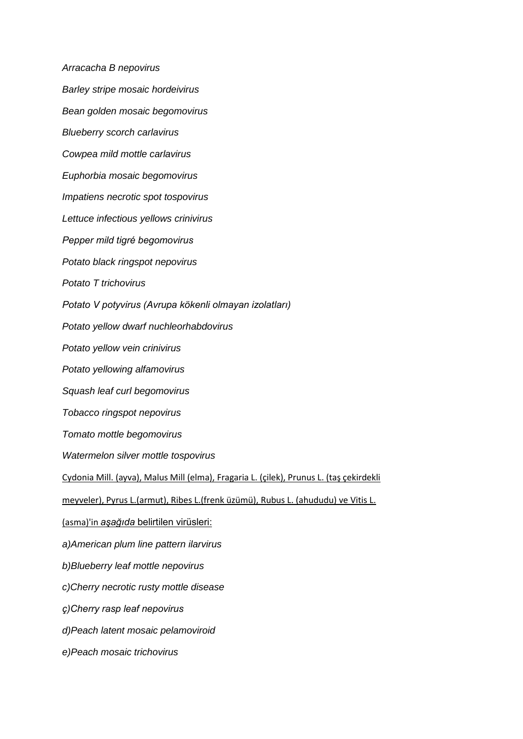*Arracacha B nepovirus*

*Barley stripe mosaic hordeivirus*

*Bean golden mosaic begomovirus*

*Blueberry scorch carlavirus*

*Cowpea mild mottle carlavirus*

*Euphorbia mosaic begomovirus*

*Impatiens necrotic spot tospovirus*

*Lettuce infectious yellows crinivirus*

*Pepper mild tigré begomovirus*

*Potato black ringspot nepovirus*

*Potato T trichovirus*

*Potato V potyvirus (Avrupa kökenli olmayan izolatları)*

*Potato yellow dwarf nuchleorhabdovirus*

*Potato yellow vein crinivirus*

*Potato yellowing alfamovirus*

*Squash leaf curl begomovirus*

*Tobacco ringspot nepovirus*

*Tomato mottle begomovirus*

*Watermelon silver mottle tospovirus*

Cydonia Mill. (ayva), Malus Mill (elma), Fragaria L. (çilek), Prunus L. (taş çekirdekli meyveler), Pyrus L.(armut), Ribes L.(frenk üzümü), Rubus L. (ahududu) ve Vitis L. (asma)'in *aşağıda* belirtilen virüsleri:

*a)American plum line pattern ilarvirus*

*b)Blueberry leaf mottle nepovirus*

*c)Cherry necrotic rusty mottle disease*

*ç)Cherry rasp leaf nepovirus*

*d)Peach latent mosaic pelamoviroid*

*e)Peach mosaic trichovirus*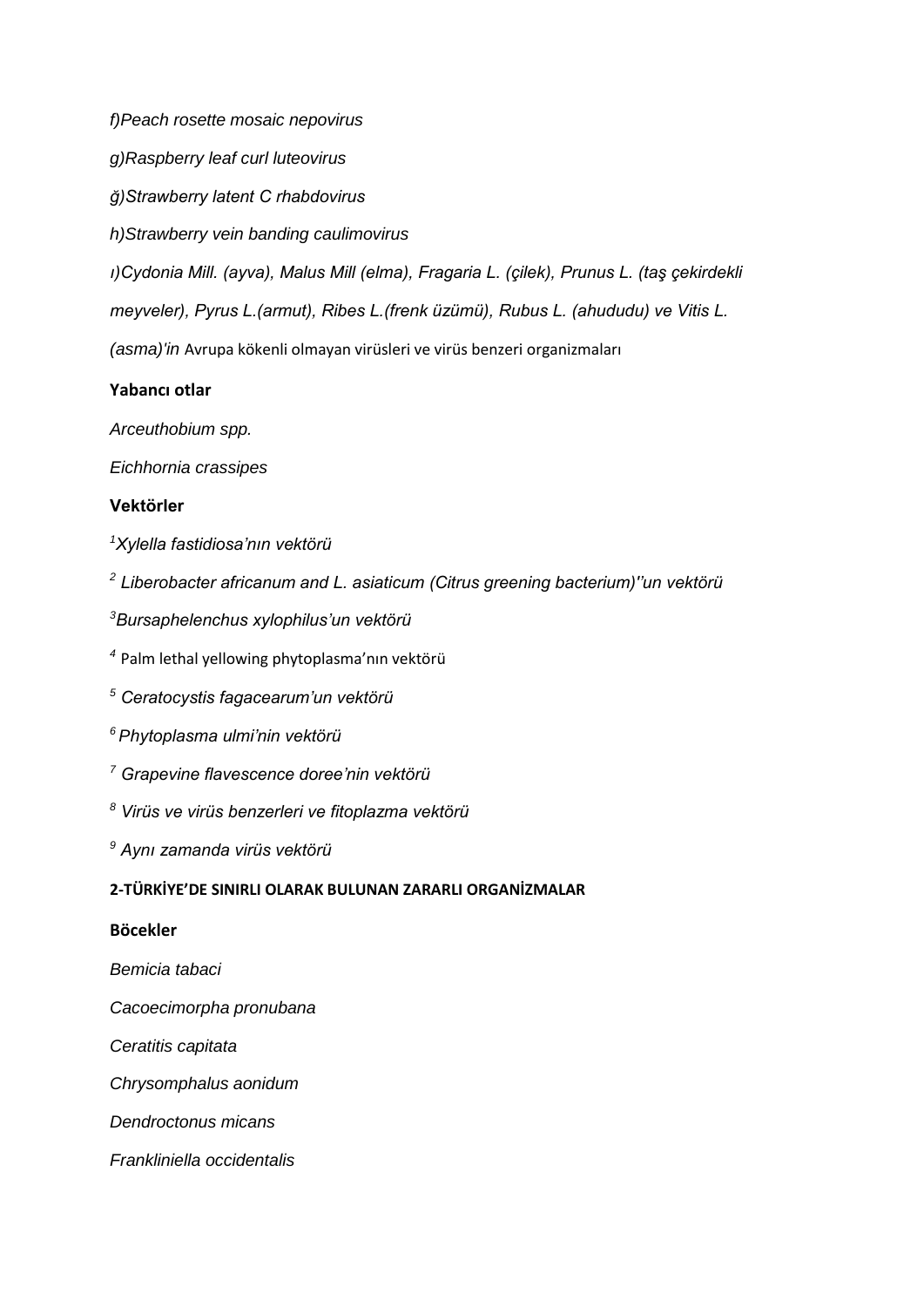*f)Peach rosette mosaic nepovirus*

*g)Raspberry leaf curl luteovirus*

*ğ)Strawberry latent C rhabdovirus*

*h)Strawberry vein banding caulimovirus*

*ı)Cydonia Mill. (ayva), Malus Mill (elma), Fragaria L. (çilek), Prunus L. (taş çekirdekli meyveler), Pyrus L.(armut), Ribes L.(frenk üzümü), Rubus L. (ahududu) ve Vitis L. (asma)'in* Avrupa kökenli olmayan virüsleri ve virüs benzeri organizmaları

**Yabancı otlar**

*Arceuthobium spp.*

*Eichhornia crassipes*

**Vektörler**

[1]*Xylella fastidiosa'nın vektörü*

[2] *Liberobacter africanum and L. asiaticum (Citrus greening bacterium)''un vektörü*

[3]*Bursaphelenchus xylophilus'un vektörü*

[4] Palm lethal yellowing phytoplasma'nın vektörü

[5] *Ceratocystis fagacearum'un vektörü*

[6] *Phytoplasma ulmi'nin vektörü*

[7] *Grapevine flavescence doree'nin vektörü*

[8] *Virüs ve virüs benzerleri ve fitoplazma vektörü*

[9] *Aynı zamanda virüs vektörü*

**2-TÜRKİYE'DE SINIRLI OLARAK BULUNAN ZARARLI ORGANİZMALAR**

**Böcekler**

*Bemicia tabaci*

*Cacoecimorpha pronubana*

*Ceratitis capitata*

*Chrysomphalus aonidum*

*Dendroctonus micans*

*Frankliniella occidentalis*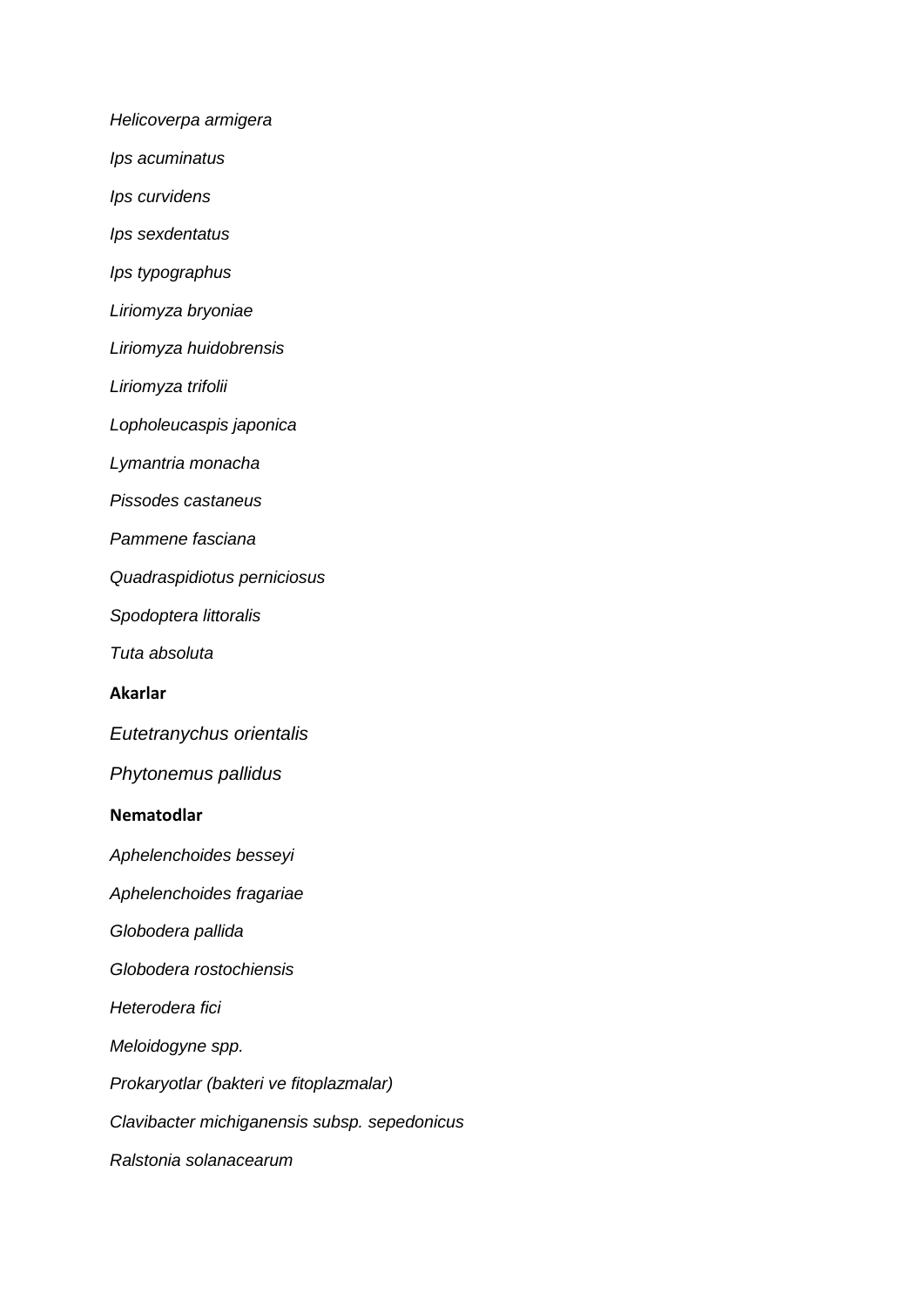*Helicoverpa armigera*

*Ips acuminatus*

*Ips curvidens*

*Ips sexdentatus*

*Ips typographus*

*Liriomyza bryoniae*

*Liriomyza huidobrensis*

*Liriomyza trifolii*

*Lopholeucaspis japonica*

*Lymantria monacha*

*Pissodes castaneus*

*Pammene fasciana*

*Quadraspidiotus perniciosus*

*Spodoptera littoralis*

*Tuta absoluta*

**Akarlar**

*Eutetranychus orientalis*

*Phytonemus pallidus*

**Nematodlar**

*Aphelenchoides besseyi*

*Aphelenchoides fragariae*

*Globodera pallida*

*Globodera rostochiensis*

*Heterodera fici*

*Meloidogyne spp.*

*Prokaryotlar (bakteri ve fitoplazmalar)*

*Clavibacter michiganensis subsp. sepedonicus*

*Ralstonia solanacearum*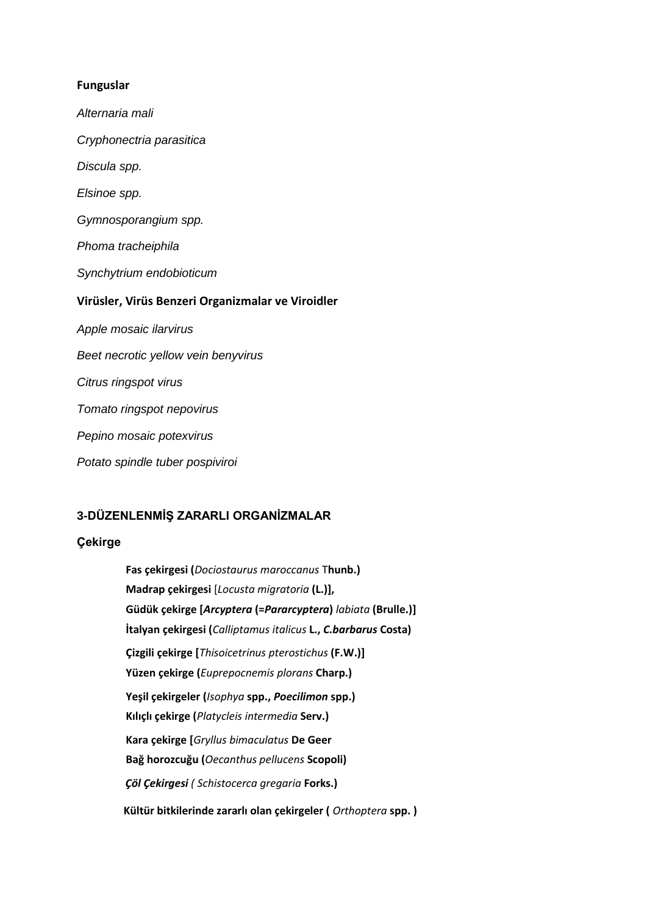**Funguslar**

*Alternaria mali*

*Cryphonectria parasitica*

*Discula spp.*

*Elsinoe spp.*

*Gymnosporangium spp.*

*Phoma tracheiphila*

*Synchytrium endobioticum*

**Virüsler, Virüs Benzeri Organizmalar ve Viroidler**

*Apple mosaic ilarvirus*

*Beet necrotic yellow vein benyvirus*

*Citrus ringspot virus*

*Tomato ringspot nepovirus*

*Pepino mosaic potexvirus*

*Potato spindle tuber pospiviroi*

## 3-DÜZENLENMİŞ ZARARLI ORGANİZMALAR

### Çekirge

**Fas çekirgesi (***Dociostaurus maroccanus* T**hunb.)**
**Madrap çekirgesi** [*Locusta migratoria* **(L.)],**
**Güdük çekirge [*Arcyptera* (=*Pararcyptera*)** *labiata* **(Brulle.)]**
**İtalyan çekirgesi (***Calliptamus italicus* **L., *C.barbarus* Costa)**
**Çizgili çekirge [***Thisoicetrinus pterostichus* **(F.W.)]**
**Yüzen çekirge (***Euprepocnemis plorans* **Charp.)**
**Yeşil çekirgeler (***Isophya* **spp., *Poecilimon* spp.)**
**Kılıçlı çekirge (***Platycleis intermedia* **Serv.)**
**Kara çekirge [***Gryllus bimaculatus* **De Geer**
**Bağ horozcuğu (***Oecanthus pellucens* **Scopoli)**
***Çöl Çekirgesi*** *( Schistocerca gregaria* **Forks.)**

**Kültür bitkilerinde zararlı olan çekirgeler (** *Orthoptera* **spp. )**